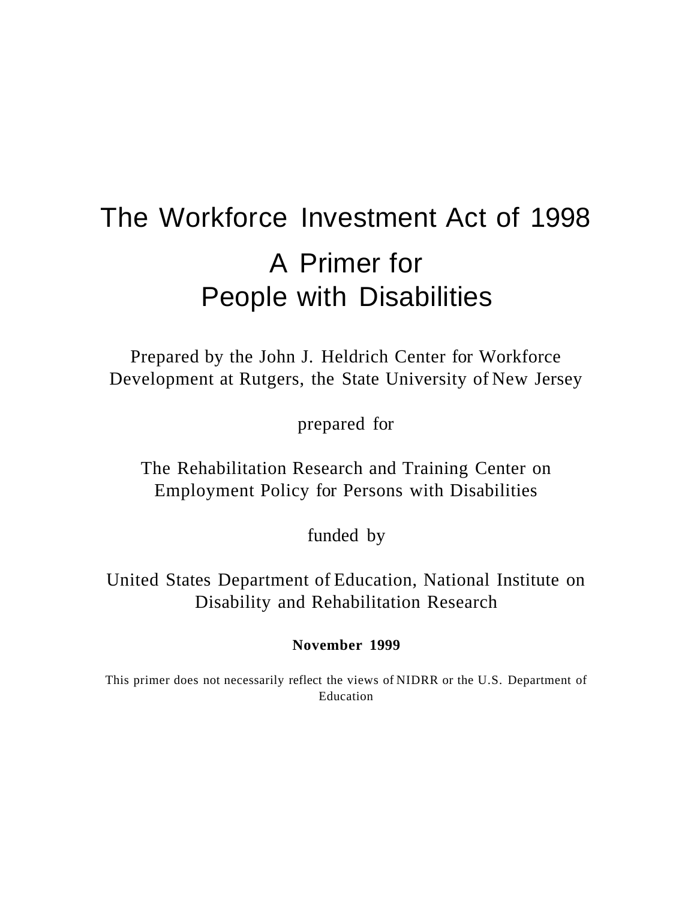# The Workforce Investment Act of 1998

## A Primer for People with Disabilities

Prepared by the John J. Heldrich Center for Workforce Development at Rutgers, the State University of New Jersey

prepared for

The Rehabilitation Research and Training Center on Employment Policy for Persons with Disabilities

funded by

United States Department of Education, National Institute on Disability and Rehabilitation Research

**November 1999**

This primer does not necessarily reflect the views of NIDRR or the U.S. Department of Education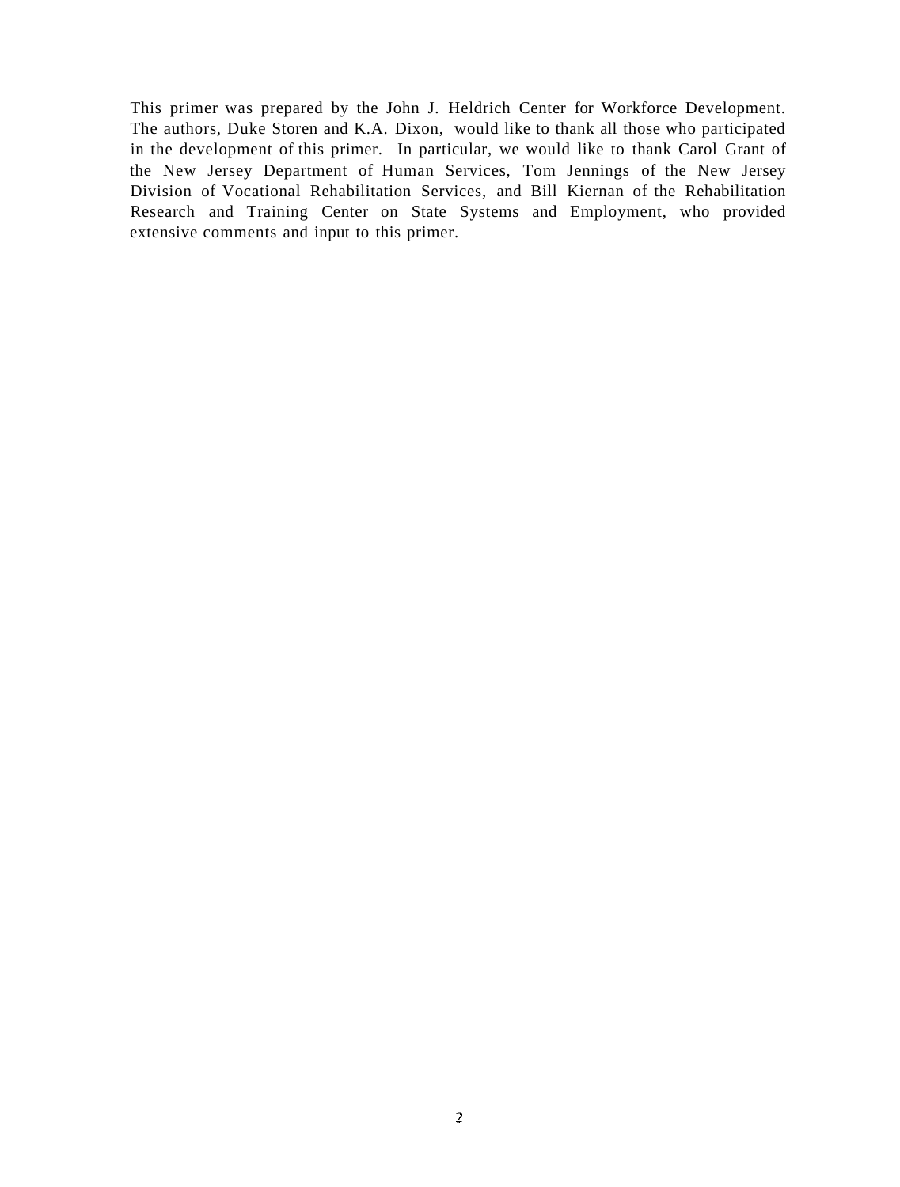This primer was prepared by the John J. Heldrich Center for Workforce Development. The authors, Duke Storen and K.A. Dixon, would like to thank all those who participated in the development of this primer. In particular, we would like to thank Carol Grant of the New Jersey Department of Human Services, Tom Jennings of the New Jersey Division of Vocational Rehabilitation Services, and Bill Kiernan of the Rehabilitation Research and Training Center on State Systems and Employment, who provided extensive comments and input to this primer.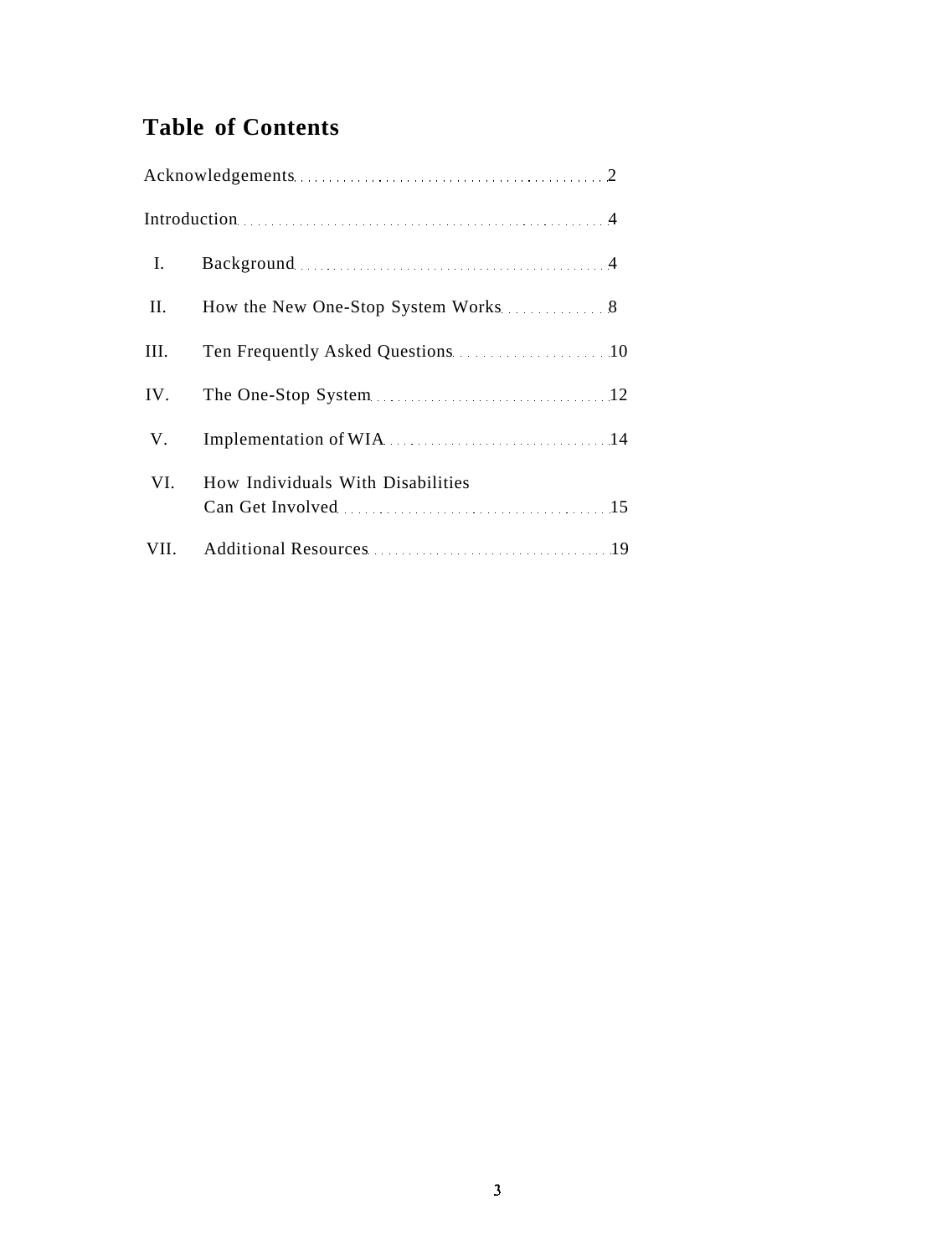# Table of Contents

| | | |
|---|---|---|
| Acknowledgements | | 2 |
| Introduction | | 4 |
| I. | Background | 4 |
| II. | How the New One-Stop System Works | 8 |
| III. | Ten Frequently Asked Questions | 10 |
| IV. | The One-Stop System | 12 |
| V. | Implementation of WIA | 14 |
| VI. | How Individuals With Disabilities Can Get Involved | 15 |
| VII. | Additional Resources | 19 |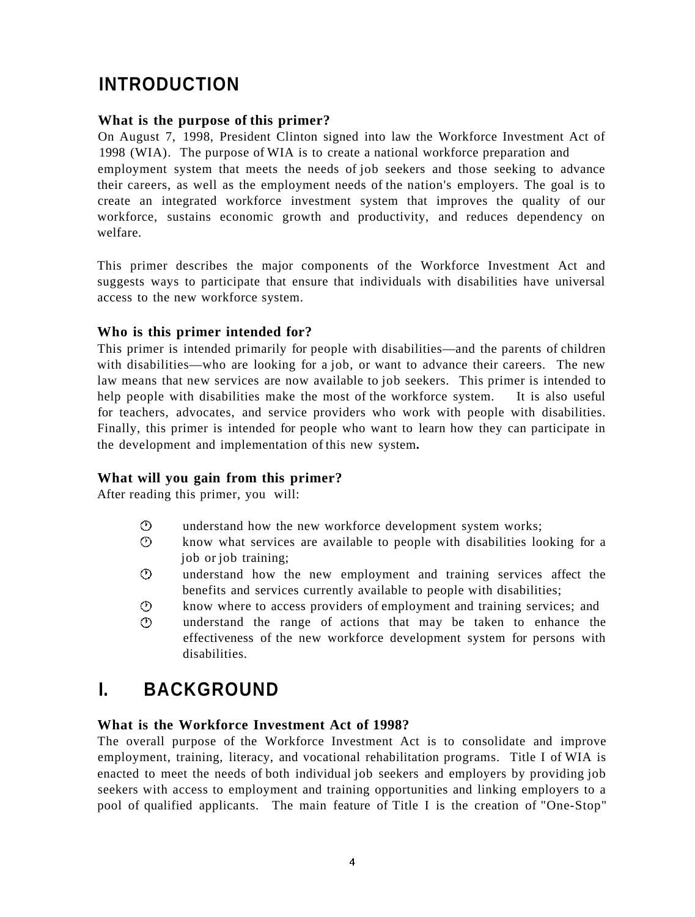# INTRODUCTION

### What is the purpose of this primer?

On August 7, 1998, President Clinton signed into law the Workforce Investment Act of 1998 (WIA). The purpose of WIA is to create a national workforce preparation and employment system that meets the needs of job seekers and those seeking to advance their careers, as well as the employment needs of the nation's employers. The goal is to create an integrated workforce investment system that improves the quality of our workforce, sustains economic growth and productivity, and reduces dependency on welfare.

This primer describes the major components of the Workforce Investment Act and suggests ways to participate that ensure that individuals with disabilities have universal access to the new workforce system.

### Who is this primer intended for?

This primer is intended primarily for people with disabilities—and the parents of children with disabilities—who are looking for a job, or want to advance their careers. The new law means that new services are now available to job seekers. This primer is intended to help people with disabilities make the most of the workforce system. It is also useful for teachers, advocates, and service providers who work with people with disabilities. Finally, this primer is intended for people who want to learn how they can participate in the development and implementation of this new system**.**

### What will you gain from this primer?

After reading this primer, you will:

- understand how the new workforce development system works;
- know what services are available to people with disabilities looking for a job or job training;
- understand how the new employment and training services affect the benefits and services currently available to people with disabilities;
- know where to access providers of employment and training services; and
- understand the range of actions that may be taken to enhance the effectiveness of the new workforce development system for persons with disabilities.

# I. BACKGROUND

### What is the Workforce Investment Act of 1998?

The overall purpose of the Workforce Investment Act is to consolidate and improve employment, training, literacy, and vocational rehabilitation programs. Title I of WIA is enacted to meet the needs of both individual job seekers and employers by providing job seekers with access to employment and training opportunities and linking employers to a pool of qualified applicants. The main feature of Title I is the creation of "One-Stop"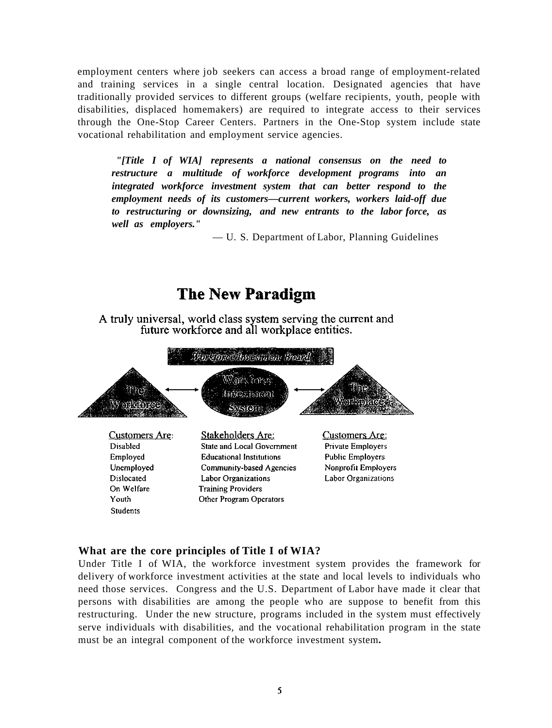employment centers where job seekers can access a broad range of employment-related and training services in a single central location. Designated agencies that have traditionally provided services to different groups (welfare recipients, youth, people with disabilities, displaced homemakers) are required to integrate access to their services through the One-Stop Career Centers. Partners in the One-Stop system include state vocational rehabilitation and employment service agencies.

> ***"[Title I of WIA] represents a national consensus on the need to restructure a multitude of workforce development programs into an integrated workforce investment system that can better respond to the employment needs of its customers—current workers, workers laid-off due to restructuring or downsizing, and new entrants to the labor force, as well as employers."***
>
> — U. S. Department of Labor, Planning Guidelines

## The New Paradigm

A truly universal, world class system serving the current and future workforce and all workplace entities.

Workforce Investment Board

The Workforce ←→ Workforce Investment System ←→ The Workplace

| Customers Are: | Stakeholders Are: | Customers Are: |
|---|---|---|
| Disabled | State and Local Government | Private Employers |
| Employed | Educational Institutions | Public Employers |
| Unemployed | Community-based Agencies | Nonprofit Employers |
| Dislocated | Labor Organizations | Labor Organizations |
| On Welfare | Training Providers | |
| Youth | Other Program Operators | |
| Students | | |

### What are the core principles of Title I of WIA?

Under Title I of WIA, the workforce investment system provides the framework for delivery of workforce investment activities at the state and local levels to individuals who need those services. Congress and the U.S. Department of Labor have made it clear that persons with disabilities are among the people who are suppose to benefit from this restructuring. Under the new structure, programs included in the system must effectively serve individuals with disabilities, and the vocational rehabilitation program in the state must be an integral component of the workforce investment system.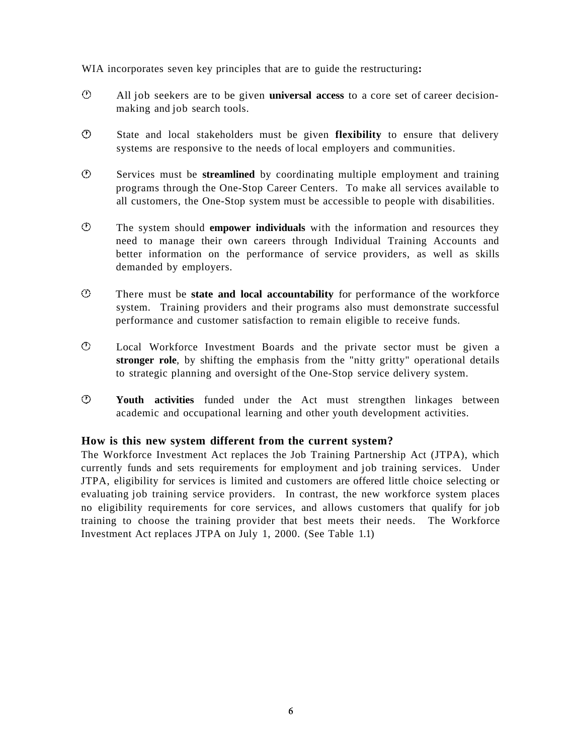WIA incorporates seven key principles that are to guide the restructuring**:**

- All job seekers are to be given **universal access** to a core set of career decision-making and job search tools.

- State and local stakeholders must be given **flexibility** to ensure that delivery systems are responsive to the needs of local employers and communities.

- Services must be **streamlined** by coordinating multiple employment and training programs through the One-Stop Career Centers. To make all services available to all customers, the One-Stop system must be accessible to people with disabilities.

- The system should **empower individuals** with the information and resources they need to manage their own careers through Individual Training Accounts and better information on the performance of service providers, as well as skills demanded by employers.

- There must be **state and local accountability** for performance of the workforce system. Training providers and their programs also must demonstrate successful performance and customer satisfaction to remain eligible to receive funds.

- Local Workforce Investment Boards and the private sector must be given a **stronger role**, by shifting the emphasis from the "nitty gritty" operational details to strategic planning and oversight of the One-Stop service delivery system.

- **Youth activities** funded under the Act must strengthen linkages between academic and occupational learning and other youth development activities.

### How is this new system different from the current system?

The Workforce Investment Act replaces the Job Training Partnership Act (JTPA), which currently funds and sets requirements for employment and job training services. Under JTPA, eligibility for services is limited and customers are offered little choice selecting or evaluating job training service providers. In contrast, the new workforce system places no eligibility requirements for core services, and allows customers that qualify for job training to choose the training provider that best meets their needs. The Workforce Investment Act replaces JTPA on July 1, 2000. (See Table 1.1)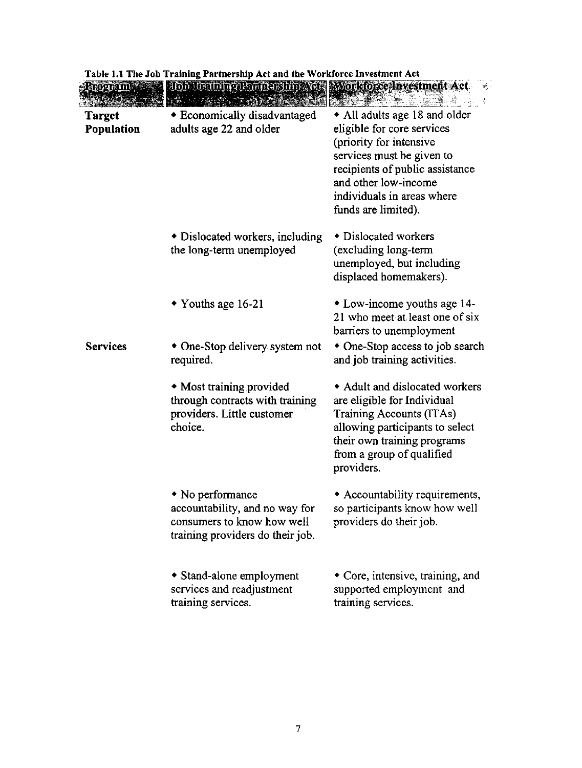**Table 1.1 The Job Training Partnership Act and the Workforce Investment Act**

| Program | Job Training Partnership Act | Workforce Investment Act |
|---|---|---|
| **Target Population** | • Economically disadvantaged adults age 22 and older | • All adults age 18 and older eligible for core services (priority for intensive services must be given to recipients of public assistance and other low-income individuals in areas where funds are limited). |
| | • Dislocated workers, including the long-term unemployed | • Dislocated workers (excluding long-term unemployed, but including displaced homemakers). |
| | • Youths age 16-21 | • Low-income youths age 14-21 who meet at least one of six barriers to unemployment |
| **Services** | • One-Stop delivery system not required. | • One-Stop access to job search and job training activities. |
| | • Most training provided through contracts with training providers. Little customer choice. | • Adult and dislocated workers are eligible for Individual Training Accounts (ITAs) allowing participants to select their own training programs from a group of qualified providers. |
| | • No performance accountability, and no way for consumers to know how well training providers do their job. | • Accountability requirements, so participants know how well providers do their job. |
| | • Stand-alone employment services and readjustment training services. | • Core, intensive, training, and supported employment and training services. |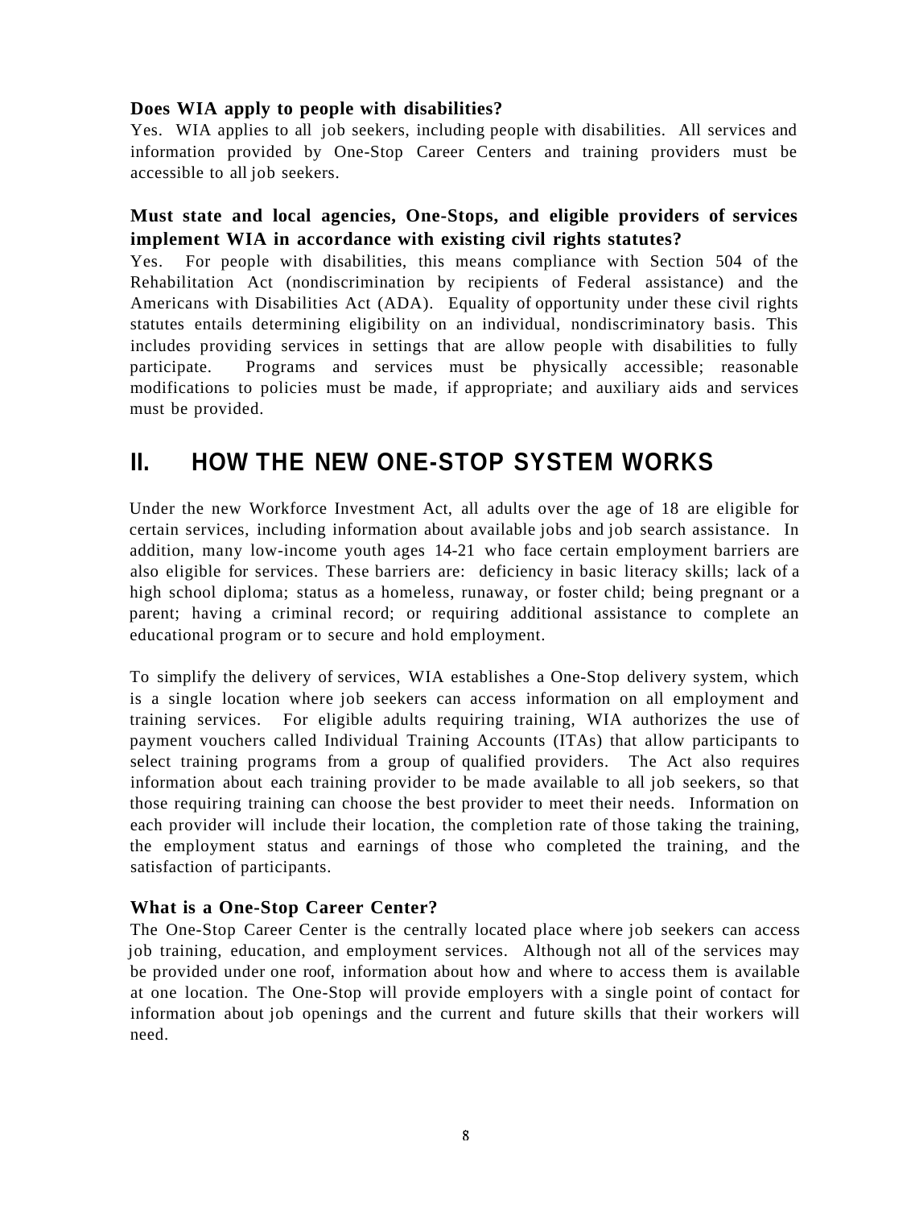**Does WIA apply to people with disabilities?**

Yes. WIA applies to all job seekers, including people with disabilities. All services and information provided by One-Stop Career Centers and training providers must be accessible to all job seekers.

**Must state and local agencies, One-Stops, and eligible providers of services implement WIA in accordance with existing civil rights statutes?**

Yes. For people with disabilities, this means compliance with Section 504 of the Rehabilitation Act (nondiscrimination by recipients of Federal assistance) and the Americans with Disabilities Act (ADA). Equality of opportunity under these civil rights statutes entails determining eligibility on an individual, nondiscriminatory basis. This includes providing services in settings that are allow people with disabilities to fully participate. Programs and services must be physically accessible; reasonable modifications to policies must be made, if appropriate; and auxiliary aids and services must be provided.

## II. HOW THE NEW ONE-STOP SYSTEM WORKS

Under the new Workforce Investment Act, all adults over the age of 18 are eligible for certain services, including information about available jobs and job search assistance. In addition, many low-income youth ages 14-21 who face certain employment barriers are also eligible for services. These barriers are: deficiency in basic literacy skills; lack of a high school diploma; status as a homeless, runaway, or foster child; being pregnant or a parent; having a criminal record; or requiring additional assistance to complete an educational program or to secure and hold employment.

To simplify the delivery of services, WIA establishes a One-Stop delivery system, which is a single location where job seekers can access information on all employment and training services. For eligible adults requiring training, WIA authorizes the use of payment vouchers called Individual Training Accounts (ITAs) that allow participants to select training programs from a group of qualified providers. The Act also requires information about each training provider to be made available to all job seekers, so that those requiring training can choose the best provider to meet their needs. Information on each provider will include their location, the completion rate of those taking the training, the employment status and earnings of those who completed the training, and the satisfaction of participants.

**What is a One-Stop Career Center?**

The One-Stop Career Center is the centrally located place where job seekers can access job training, education, and employment services. Although not all of the services may be provided under one roof, information about how and where to access them is available at one location. The One-Stop will provide employers with a single point of contact for information about job openings and the current and future skills that their workers will need.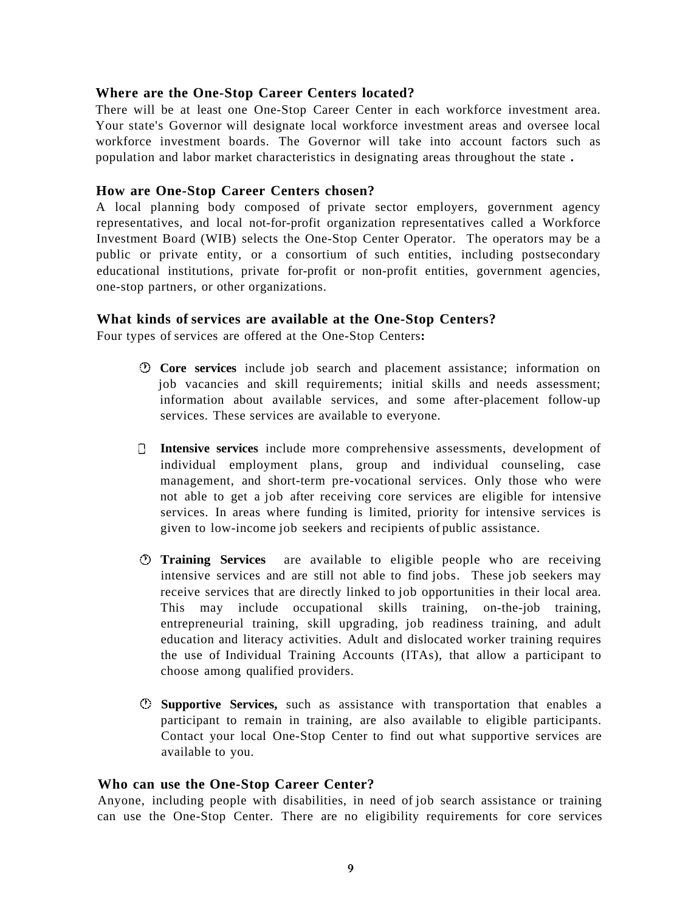### Where are the One-Stop Career Centers located?

There will be at least one One-Stop Career Center in each workforce investment area. Your state's Governor will designate local workforce investment areas and oversee local workforce investment boards. The Governor will take into account factors such as population and labor market characteristics in designating areas throughout the state.

### How are One-Stop Career Centers chosen?

A local planning body composed of private sector employers, government agency representatives, and local not-for-profit organization representatives called a Workforce Investment Board (WIB) selects the One-Stop Center Operator. The operators may be a public or private entity, or a consortium of such entities, including postsecondary educational institutions, private for-profit or non-profit entities, government agencies, one-stop partners, or other organizations.

### What kinds of services are available at the One-Stop Centers?

Four types of services are offered at the One-Stop Centers:

- **Core services** include job search and placement assistance; information on job vacancies and skill requirements; initial skills and needs assessment; information about available services, and some after-placement follow-up services. These services are available to everyone.

- **Intensive services** include more comprehensive assessments, development of individual employment plans, group and individual counseling, case management, and short-term pre-vocational services. Only those who were not able to get a job after receiving core services are eligible for intensive services. In areas where funding is limited, priority for intensive services is given to low-income job seekers and recipients of public assistance.

- **Training Services** are available to eligible people who are receiving intensive services and are still not able to find jobs. These job seekers may receive services that are directly linked to job opportunities in their local area. This may include occupational skills training, on-the-job training, entrepreneurial training, skill upgrading, job readiness training, and adult education and literacy activities. Adult and dislocated worker training requires the use of Individual Training Accounts (ITAs), that allow a participant to choose among qualified providers.

- **Supportive Services,** such as assistance with transportation that enables a participant to remain in training, are also available to eligible participants. Contact your local One-Stop Center to find out what supportive services are available to you.

### Who can use the One-Stop Career Center?

Anyone, including people with disabilities, in need of job search assistance or training can use the One-Stop Center. There are no eligibility requirements for core services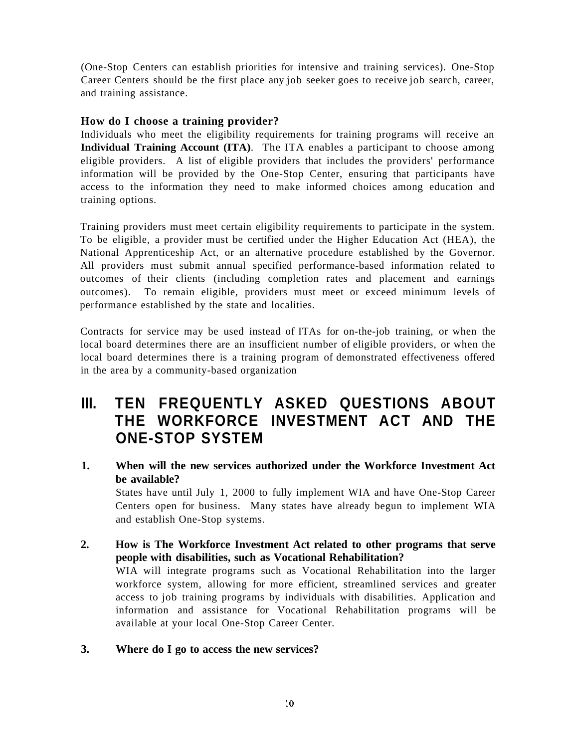(One-Stop Centers can establish priorities for intensive and training services). One-Stop Career Centers should be the first place any job seeker goes to receive job search, career, and training assistance.

### How do I choose a training provider?

Individuals who meet the eligibility requirements for training programs will receive an **Individual Training Account (ITA)**. The ITA enables a participant to choose among eligible providers. A list of eligible providers that includes the providers' performance information will be provided by the One-Stop Center, ensuring that participants have access to the information they need to make informed choices among education and training options.

Training providers must meet certain eligibility requirements to participate in the system. To be eligible, a provider must be certified under the Higher Education Act (HEA), the National Apprenticeship Act, or an alternative procedure established by the Governor. All providers must submit annual specified performance-based information related to outcomes of their clients (including completion rates and placement and earnings outcomes). To remain eligible, providers must meet or exceed minimum levels of performance established by the state and localities.

Contracts for service may be used instead of ITAs for on-the-job training, or when the local board determines there are an insufficient number of eligible providers, or when the local board determines there is a training program of demonstrated effectiveness offered in the area by a community-based organization

## III. TEN FREQUENTLY ASKED QUESTIONS ABOUT THE WORKFORCE INVESTMENT ACT AND THE ONE-STOP SYSTEM

1. **When will the new services authorized under the Workforce Investment Act be available?**

   States have until July 1, 2000 to fully implement WIA and have One-Stop Career Centers open for business. Many states have already begun to implement WIA and establish One-Stop systems.

2. **How is The Workforce Investment Act related to other programs that serve people with disabilities, such as Vocational Rehabilitation?**

   WIA will integrate programs such as Vocational Rehabilitation into the larger workforce system, allowing for more efficient, streamlined services and greater access to job training programs by individuals with disabilities. Application and information and assistance for Vocational Rehabilitation programs will be available at your local One-Stop Career Center.

3. **Where do I go to access the new services?**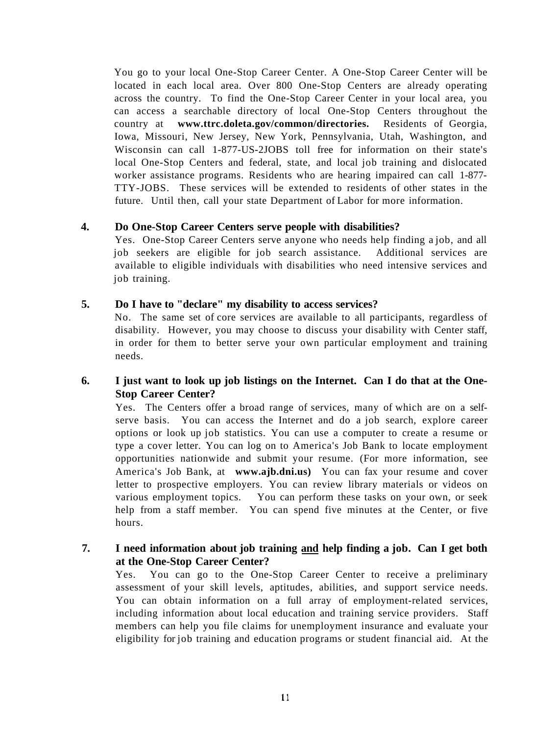You go to your local One-Stop Career Center. A One-Stop Career Center will be located in each local area. Over 800 One-Stop Centers are already operating across the country. To find the One-Stop Career Center in your local area, you can access a searchable directory of local One-Stop Centers throughout the country at **www.ttrc.doleta.gov/common/directories.** Residents of Georgia, Iowa, Missouri, New Jersey, New York, Pennsylvania, Utah, Washington, and Wisconsin can call 1-877-US-2JOBS toll free for information on their state's local One-Stop Centers and federal, state, and local job training and dislocated worker assistance programs. Residents who are hearing impaired can call 1-877-TTY-JOBS. These services will be extended to residents of other states in the future. Until then, call your state Department of Labor for more information.

**4. Do One-Stop Career Centers serve people with disabilities?**

Yes. One-Stop Career Centers serve anyone who needs help finding a job, and all job seekers are eligible for job search assistance. Additional services are available to eligible individuals with disabilities who need intensive services and job training.

**5. Do I have to "declare" my disability to access services?**

No. The same set of core services are available to all participants, regardless of disability. However, you may choose to discuss your disability with Center staff, in order for them to better serve your own particular employment and training needs.

**6. I just want to look up job listings on the Internet. Can I do that at the One-Stop Career Center?**

Yes. The Centers offer a broad range of services, many of which are on a self-serve basis. You can access the Internet and do a job search, explore career options or look up job statistics. You can use a computer to create a resume or type a cover letter. You can log on to America's Job Bank to locate employment opportunities nationwide and submit your resume. (For more information, see America's Job Bank, at **www.ajb.dni.us)** You can fax your resume and cover letter to prospective employers. You can review library materials or videos on various employment topics. You can perform these tasks on your own, or seek help from a staff member. You can spend five minutes at the Center, or five hours.

**7. I need information about job training <u>and</u> help finding a job. Can I get both at the One-Stop Career Center?**

Yes. You can go to the One-Stop Career Center to receive a preliminary assessment of your skill levels, aptitudes, abilities, and support service needs. You can obtain information on a full array of employment-related services, including information about local education and training service providers. Staff members can help you file claims for unemployment insurance and evaluate your eligibility for job training and education programs or student financial aid. At the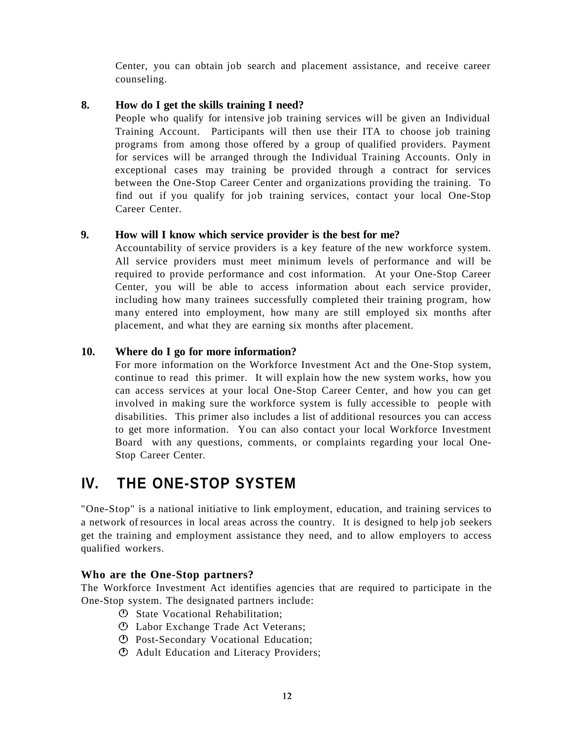Center, you can obtain job search and placement assistance, and receive career counseling.

**8. How do I get the skills training I need?**

People who qualify for intensive job training services will be given an Individual Training Account. Participants will then use their ITA to choose job training programs from among those offered by a group of qualified providers. Payment for services will be arranged through the Individual Training Accounts. Only in exceptional cases may training be provided through a contract for services between the One-Stop Career Center and organizations providing the training. To find out if you qualify for job training services, contact your local One-Stop Career Center.

**9. How will I know which service provider is the best for me?**

Accountability of service providers is a key feature of the new workforce system. All service providers must meet minimum levels of performance and will be required to provide performance and cost information. At your One-Stop Career Center, you will be able to access information about each service provider, including how many trainees successfully completed their training program, how many entered into employment, how many are still employed six months after placement, and what they are earning six months after placement.

**10. Where do I go for more information?**

For more information on the Workforce Investment Act and the One-Stop system, continue to read this primer. It will explain how the new system works, how you can access services at your local One-Stop Career Center, and how you can get involved in making sure the workforce system is fully accessible to people with disabilities. This primer also includes a list of additional resources you can access to get more information. You can also contact your local Workforce Investment Board with any questions, comments, or complaints regarding your local One-Stop Career Center.

# IV. THE ONE-STOP SYSTEM

"One-Stop" is a national initiative to link employment, education, and training services to a network of resources in local areas across the country. It is designed to help job seekers get the training and employment assistance they need, and to allow employers to access qualified workers.

### Who are the One-Stop partners?

The Workforce Investment Act identifies agencies that are required to participate in the One-Stop system. The designated partners include:

- State Vocational Rehabilitation;
- Labor Exchange Trade Act Veterans;
- Post-Secondary Vocational Education;
- Adult Education and Literacy Providers;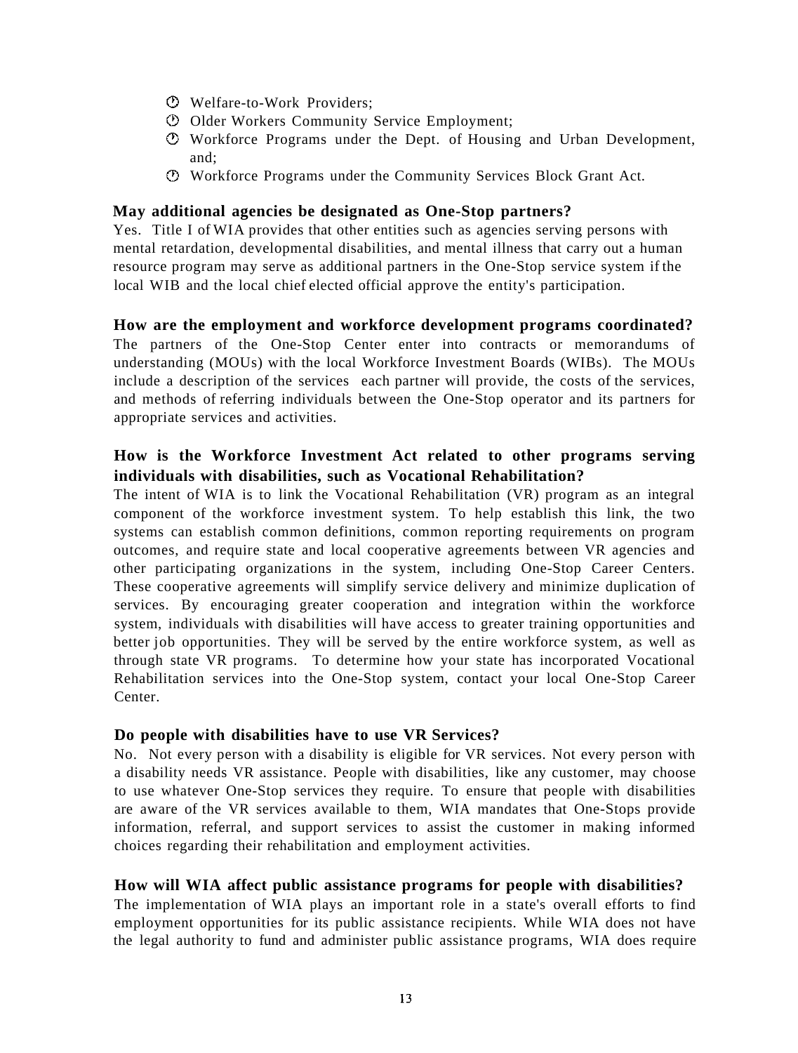- Welfare-to-Work Providers;
- Older Workers Community Service Employment;
- Workforce Programs under the Dept. of Housing and Urban Development, and;
- Workforce Programs under the Community Services Block Grant Act.

### May additional agencies be designated as One-Stop partners?

Yes. Title I of WIA provides that other entities such as agencies serving persons with mental retardation, developmental disabilities, and mental illness that carry out a human resource program may serve as additional partners in the One-Stop service system if the local WIB and the local chief elected official approve the entity's participation.

### How are the employment and workforce development programs coordinated?

The partners of the One-Stop Center enter into contracts or memorandums of understanding (MOUs) with the local Workforce Investment Boards (WIBs). The MOUs include a description of the services each partner will provide, the costs of the services, and methods of referring individuals between the One-Stop operator and its partners for appropriate services and activities.

### How is the Workforce Investment Act related to other programs serving individuals with disabilities, such as Vocational Rehabilitation?

The intent of WIA is to link the Vocational Rehabilitation (VR) program as an integral component of the workforce investment system. To help establish this link, the two systems can establish common definitions, common reporting requirements on program outcomes, and require state and local cooperative agreements between VR agencies and other participating organizations in the system, including One-Stop Career Centers. These cooperative agreements will simplify service delivery and minimize duplication of services. By encouraging greater cooperation and integration within the workforce system, individuals with disabilities will have access to greater training opportunities and better job opportunities. They will be served by the entire workforce system, as well as through state VR programs. To determine how your state has incorporated Vocational Rehabilitation services into the One-Stop system, contact your local One-Stop Career Center.

### Do people with disabilities have to use VR Services?

No. Not every person with a disability is eligible for VR services. Not every person with a disability needs VR assistance. People with disabilities, like any customer, may choose to use whatever One-Stop services they require. To ensure that people with disabilities are aware of the VR services available to them, WIA mandates that One-Stops provide information, referral, and support services to assist the customer in making informed choices regarding their rehabilitation and employment activities.

### How will WIA affect public assistance programs for people with disabilities?

The implementation of WIA plays an important role in a state's overall efforts to find employment opportunities for its public assistance recipients. While WIA does not have the legal authority to fund and administer public assistance programs, WIA does require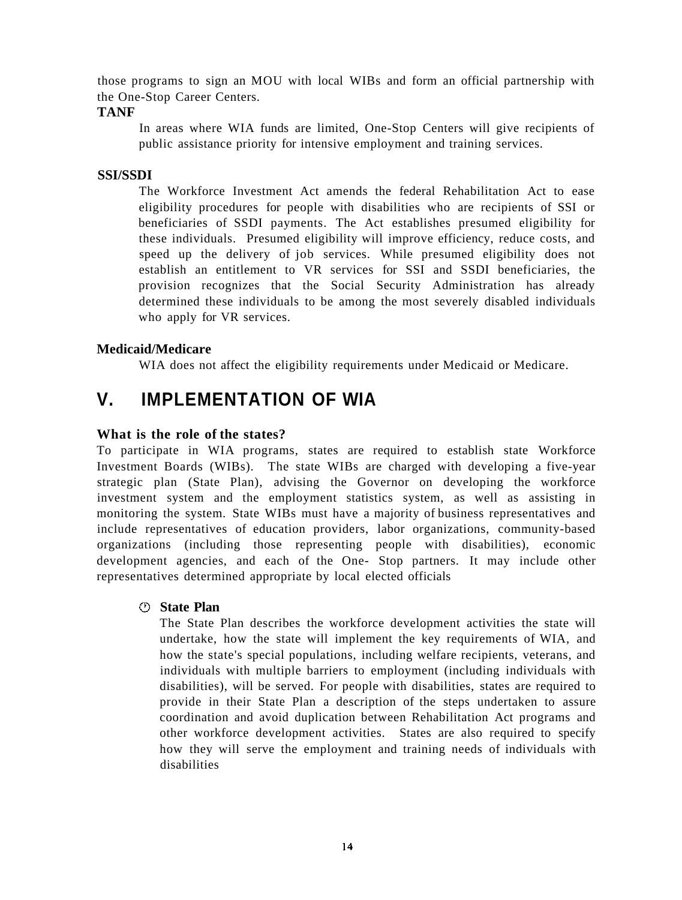those programs to sign an MOU with local WIBs and form an official partnership with the One-Stop Career Centers.

**TANF**

In areas where WIA funds are limited, One-Stop Centers will give recipients of public assistance priority for intensive employment and training services.

**SSI/SSDI**

The Workforce Investment Act amends the federal Rehabilitation Act to ease eligibility procedures for people with disabilities who are recipients of SSI or beneficiaries of SSDI payments. The Act establishes presumed eligibility for these individuals. Presumed eligibility will improve efficiency, reduce costs, and speed up the delivery of job services. While presumed eligibility does not establish an entitlement to VR services for SSI and SSDI beneficiaries, the provision recognizes that the Social Security Administration has already determined these individuals to be among the most severely disabled individuals who apply for VR services.

**Medicaid/Medicare**

WIA does not affect the eligibility requirements under Medicaid or Medicare.

## V. IMPLEMENTATION OF WIA

**What is the role of the states?**

To participate in WIA programs, states are required to establish state Workforce Investment Boards (WIBs). The state WIBs are charged with developing a five-year strategic plan (State Plan), advising the Governor on developing the workforce investment system and the employment statistics system, as well as assisting in monitoring the system. State WIBs must have a majority of business representatives and include representatives of education providers, labor organizations, community-based organizations (including those representing people with disabilities), economic development agencies, and each of the One- Stop partners. It may include other representatives determined appropriate by local elected officials

- **State Plan**

  The State Plan describes the workforce development activities the state will undertake, how the state will implement the key requirements of WIA, and how the state's special populations, including welfare recipients, veterans, and individuals with multiple barriers to employment (including individuals with disabilities), will be served. For people with disabilities, states are required to provide in their State Plan a description of the steps undertaken to assure coordination and avoid duplication between Rehabilitation Act programs and other workforce development activities. States are also required to specify how they will serve the employment and training needs of individuals with disabilities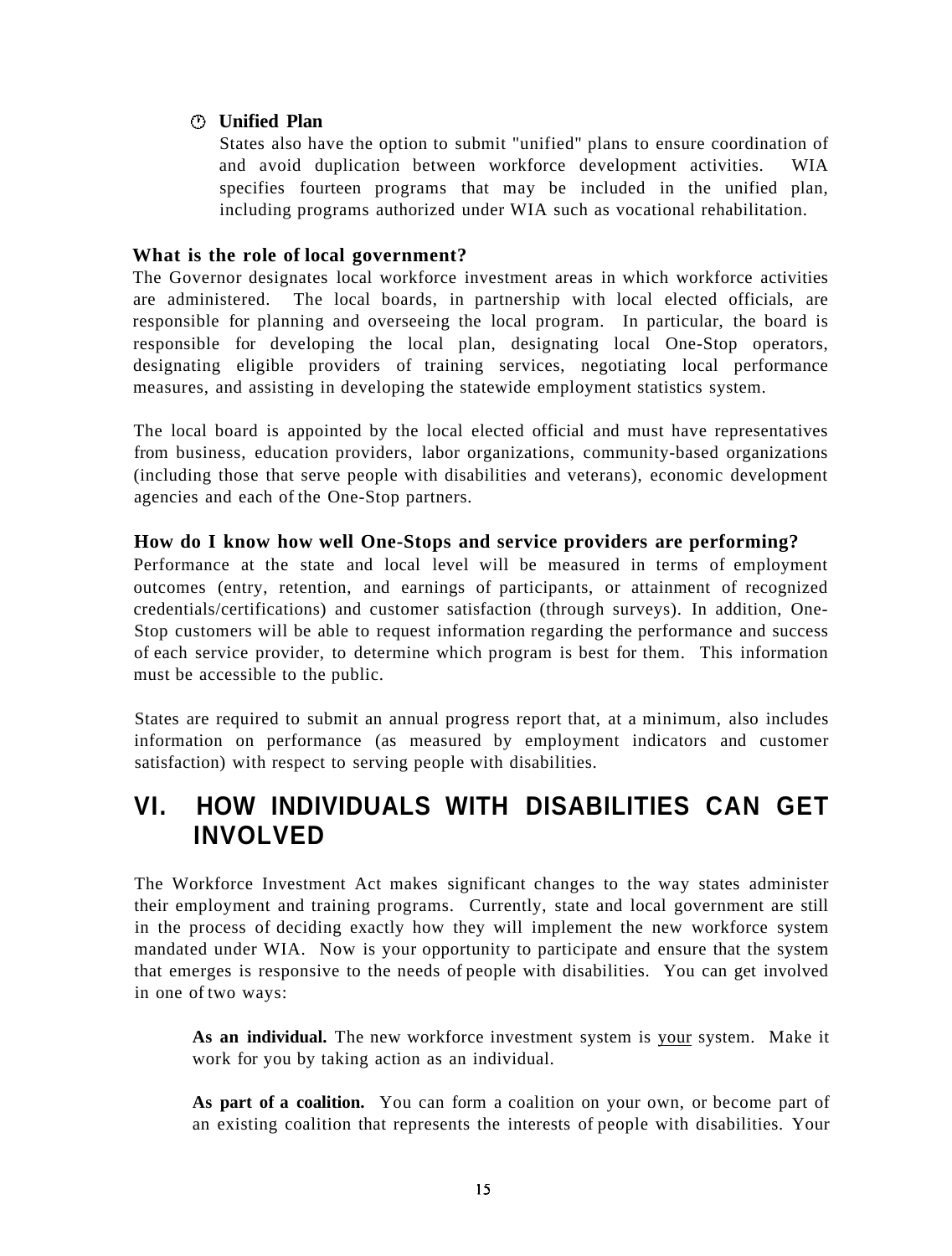- **Unified Plan**
  States also have the option to submit "unified" plans to ensure coordination of and avoid duplication between workforce development activities. WIA specifies fourteen programs that may be included in the unified plan, including programs authorized under WIA such as vocational rehabilitation.

### What is the role of local government?

The Governor designates local workforce investment areas in which workforce activities are administered. The local boards, in partnership with local elected officials, are responsible for planning and overseeing the local program. In particular, the board is responsible for developing the local plan, designating local One-Stop operators, designating eligible providers of training services, negotiating local performance measures, and assisting in developing the statewide employment statistics system.

The local board is appointed by the local elected official and must have representatives from business, education providers, labor organizations, community-based organizations (including those that serve people with disabilities and veterans), economic development agencies and each of the One-Stop partners.

### How do I know how well One-Stops and service providers are performing?

Performance at the state and local level will be measured in terms of employment outcomes (entry, retention, and earnings of participants, or attainment of recognized credentials/certifications) and customer satisfaction (through surveys). In addition, One-Stop customers will be able to request information regarding the performance and success of each service provider, to determine which program is best for them. This information must be accessible to the public.

States are required to submit an annual progress report that, at a minimum, also includes information on performance (as measured by employment indicators and customer satisfaction) with respect to serving people with disabilities.

## VI. HOW INDIVIDUALS WITH DISABILITIES CAN GET INVOLVED

The Workforce Investment Act makes significant changes to the way states administer their employment and training programs. Currently, state and local government are still in the process of deciding exactly how they will implement the new workforce system mandated under WIA. Now is your opportunity to participate and ensure that the system that emerges is responsive to the needs of people with disabilities. You can get involved in one of two ways:

**As an individual.** The new workforce investment system is <u>your</u> system. Make it work for you by taking action as an individual.

**As part of a coalition.** You can form a coalition on your own, or become part of an existing coalition that represents the interests of people with disabilities. Your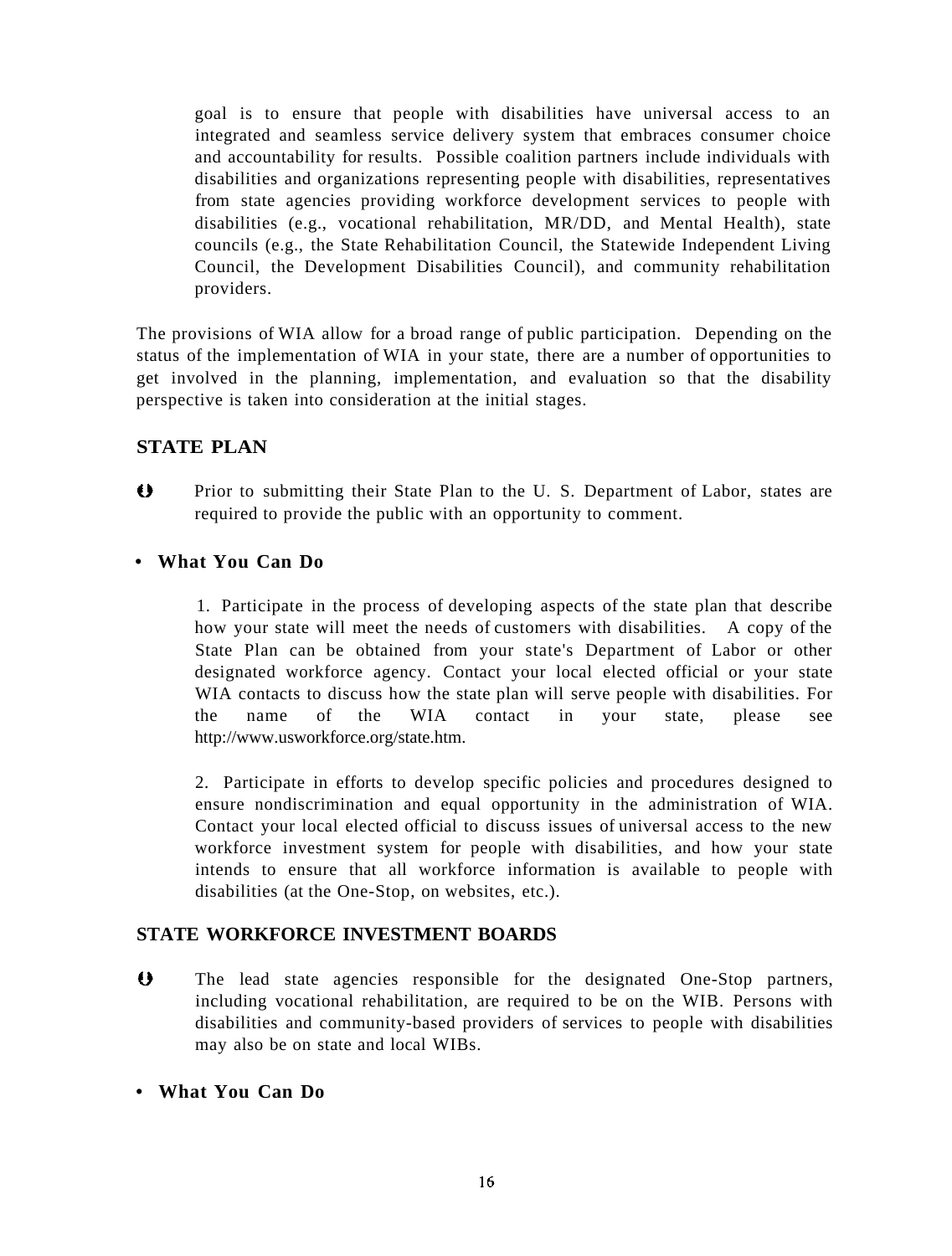goal is to ensure that people with disabilities have universal access to an integrated and seamless service delivery system that embraces consumer choice and accountability for results. Possible coalition partners include individuals with disabilities and organizations representing people with disabilities, representatives from state agencies providing workforce development services to people with disabilities (e.g., vocational rehabilitation, MR/DD, and Mental Health), state councils (e.g., the State Rehabilitation Council, the Statewide Independent Living Council, the Development Disabilities Council), and community rehabilitation providers.

The provisions of WIA allow for a broad range of public participation. Depending on the status of the implementation of WIA in your state, there are a number of opportunities to get involved in the planning, implementation, and evaluation so that the disability perspective is taken into consideration at the initial stages.

## STATE PLAN

- Prior to submitting their State Plan to the U. S. Department of Labor, states are required to provide the public with an opportunity to comment.

- **What You Can Do**

1. Participate in the process of developing aspects of the state plan that describe how your state will meet the needs of customers with disabilities. A copy of the State Plan can be obtained from your state's Department of Labor or other designated workforce agency. Contact your local elected official or your state WIA contacts to discuss how the state plan will serve people with disabilities. For the name of the WIA contact in your state, please see http://www.usworkforce.org/state.htm.

2. Participate in efforts to develop specific policies and procedures designed to ensure nondiscrimination and equal opportunity in the administration of WIA. Contact your local elected official to discuss issues of universal access to the new workforce investment system for people with disabilities, and how your state intends to ensure that all workforce information is available to people with disabilities (at the One-Stop, on websites, etc.).

## STATE WORKFORCE INVESTMENT BOARDS

- The lead state agencies responsible for the designated One-Stop partners, including vocational rehabilitation, are required to be on the WIB. Persons with disabilities and community-based providers of services to people with disabilities may also be on state and local WIBs.

- **What You Can Do**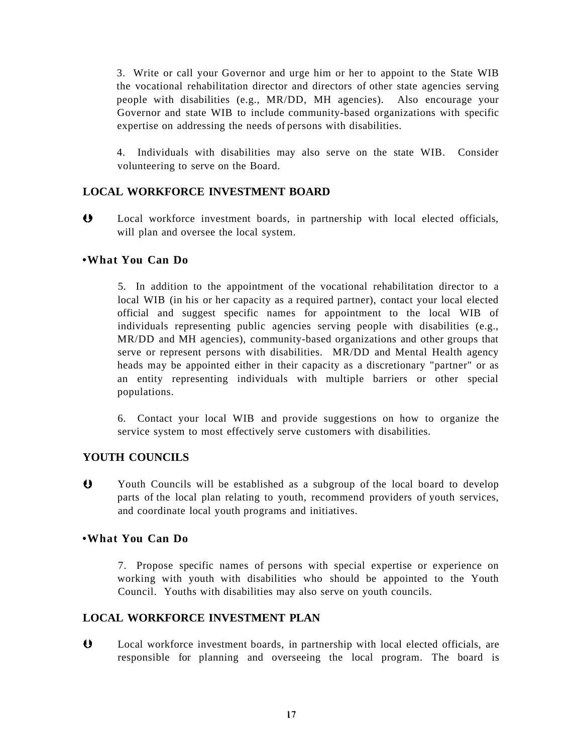3. Write or call your Governor and urge him or her to appoint to the State WIB the vocational rehabilitation director and directors of other state agencies serving people with disabilities (e.g., MR/DD, MH agencies). Also encourage your Governor and state WIB to include community-based organizations with specific expertise on addressing the needs of persons with disabilities.

4. Individuals with disabilities may also serve on the state WIB. Consider volunteering to serve on the Board.

## LOCAL WORKFORCE INVESTMENT BOARD

- Local workforce investment boards, in partnership with local elected officials, will plan and oversee the local system.

### •What You Can Do

5. In addition to the appointment of the vocational rehabilitation director to a local WIB (in his or her capacity as a required partner), contact your local elected official and suggest specific names for appointment to the local WIB of individuals representing public agencies serving people with disabilities (e.g., MR/DD and MH agencies), community-based organizations and other groups that serve or represent persons with disabilities. MR/DD and Mental Health agency heads may be appointed either in their capacity as a discretionary "partner" or as an entity representing individuals with multiple barriers or other special populations.

6. Contact your local WIB and provide suggestions on how to organize the service system to most effectively serve customers with disabilities.

## YOUTH COUNCILS

- Youth Councils will be established as a subgroup of the local board to develop parts of the local plan relating to youth, recommend providers of youth services, and coordinate local youth programs and initiatives.

### •What You Can Do

7. Propose specific names of persons with special expertise or experience on working with youth with disabilities who should be appointed to the Youth Council. Youths with disabilities may also serve on youth councils.

## LOCAL WORKFORCE INVESTMENT PLAN

- Local workforce investment boards, in partnership with local elected officials, are responsible for planning and overseeing the local program. The board is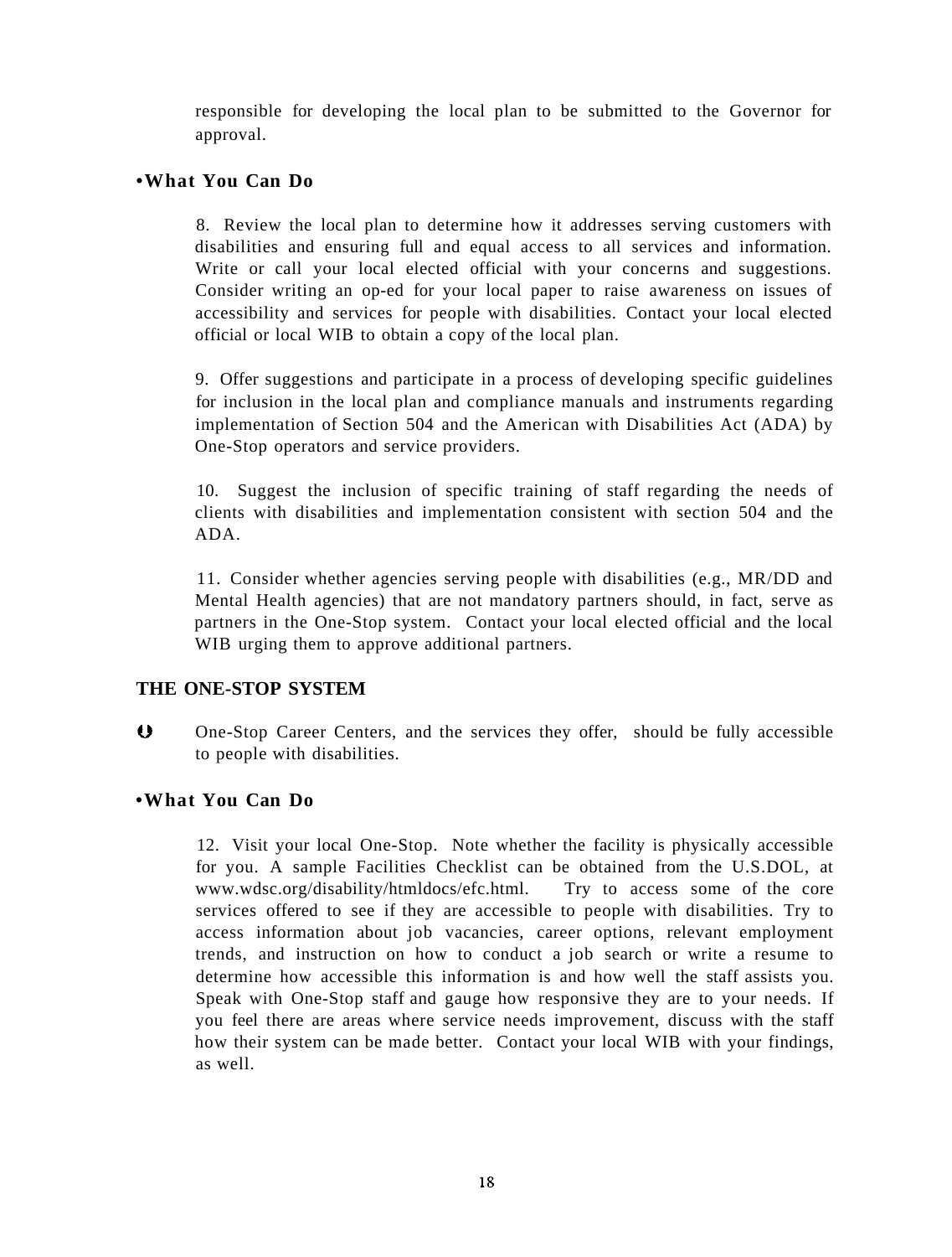responsible for developing the local plan to be submitted to the Governor for approval.

**•What You Can Do**

8. Review the local plan to determine how it addresses serving customers with disabilities and ensuring full and equal access to all services and information. Write or call your local elected official with your concerns and suggestions. Consider writing an op-ed for your local paper to raise awareness on issues of accessibility and services for people with disabilities. Contact your local elected official or local WIB to obtain a copy of the local plan.

9. Offer suggestions and participate in a process of developing specific guidelines for inclusion in the local plan and compliance manuals and instruments regarding implementation of Section 504 and the American with Disabilities Act (ADA) by One-Stop operators and service providers.

10. Suggest the inclusion of specific training of staff regarding the needs of clients with disabilities and implementation consistent with section 504 and the ADA.

11. Consider whether agencies serving people with disabilities (e.g., MR/DD and Mental Health agencies) that are not mandatory partners should, in fact, serve as partners in the One-Stop system. Contact your local elected official and the local WIB urging them to approve additional partners.

## THE ONE-STOP SYSTEM

- One-Stop Career Centers, and the services they offer, should be fully accessible to people with disabilities.

**•What You Can Do**

12. Visit your local One-Stop. Note whether the facility is physically accessible for you. A sample Facilities Checklist can be obtained from the U.S.DOL, at www.wdsc.org/disability/htmldocs/efc.html. Try to access some of the core services offered to see if they are accessible to people with disabilities. Try to access information about job vacancies, career options, relevant employment trends, and instruction on how to conduct a job search or write a resume to determine how accessible this information is and how well the staff assists you. Speak with One-Stop staff and gauge how responsive they are to your needs. If you feel there are areas where service needs improvement, discuss with the staff how their system can be made better. Contact your local WIB with your findings, as well.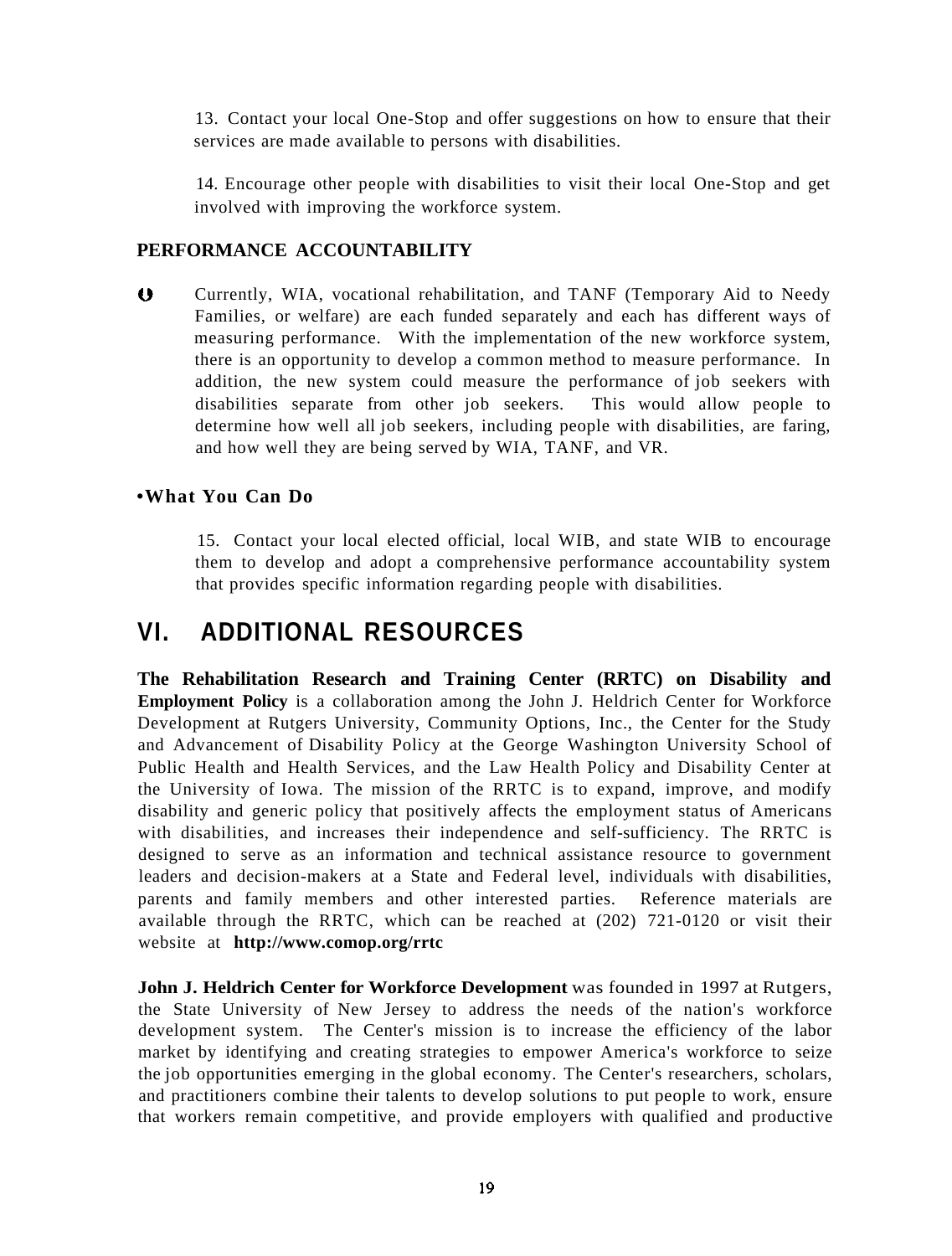13. Contact your local One-Stop and offer suggestions on how to ensure that their services are made available to persons with disabilities.

14. Encourage other people with disabilities to visit their local One-Stop and get involved with improving the workforce system.

**PERFORMANCE ACCOUNTABILITY**

- Currently, WIA, vocational rehabilitation, and TANF (Temporary Aid to Needy Families, or welfare) are each funded separately and each has different ways of measuring performance. With the implementation of the new workforce system, there is an opportunity to develop a common method to measure performance. In addition, the new system could measure the performance of job seekers with disabilities separate from other job seekers. This would allow people to determine how well all job seekers, including people with disabilities, are faring, and how well they are being served by WIA, TANF, and VR.

**•What You Can Do**

15. Contact your local elected official, local WIB, and state WIB to encourage them to develop and adopt a comprehensive performance accountability system that provides specific information regarding people with disabilities.

## VI. ADDITIONAL RESOURCES

**The Rehabilitation Research and Training Center (RRTC) on Disability and Employment Policy** is a collaboration among the John J. Heldrich Center for Workforce Development at Rutgers University, Community Options, Inc., the Center for the Study and Advancement of Disability Policy at the George Washington University School of Public Health and Health Services, and the Law Health Policy and Disability Center at the University of Iowa. The mission of the RRTC is to expand, improve, and modify disability and generic policy that positively affects the employment status of Americans with disabilities, and increases their independence and self-sufficiency. The RRTC is designed to serve as an information and technical assistance resource to government leaders and decision-makers at a State and Federal level, individuals with disabilities, parents and family members and other interested parties. Reference materials are available through the RRTC, which can be reached at (202) 721-0120 or visit their website at **http://www.comop.org/rrtc**

**John J. Heldrich Center for Workforce Development** was founded in 1997 at Rutgers, the State University of New Jersey to address the needs of the nation's workforce development system. The Center's mission is to increase the efficiency of the labor market by identifying and creating strategies to empower America's workforce to seize the job opportunities emerging in the global economy. The Center's researchers, scholars, and practitioners combine their talents to develop solutions to put people to work, ensure that workers remain competitive, and provide employers with qualified and productive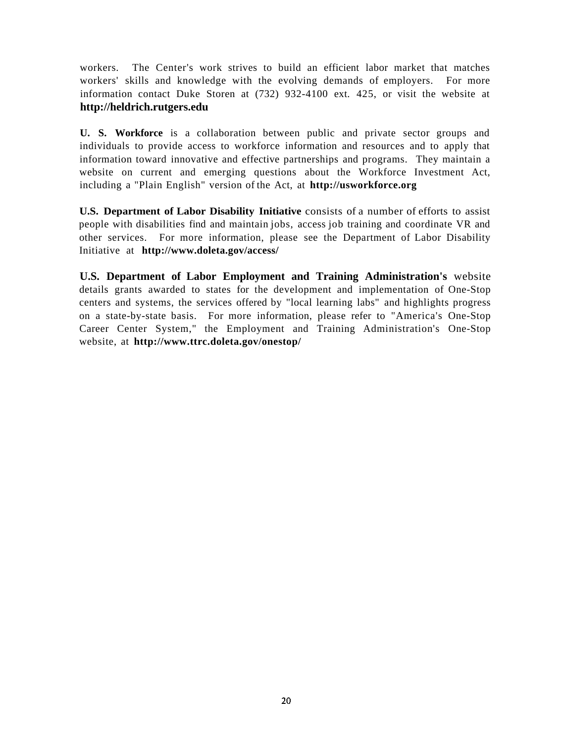workers. The Center's work strives to build an efficient labor market that matches workers' skills and knowledge with the evolving demands of employers. For more information contact Duke Storen at (732) 932-4100 ext. 425, or visit the website at **http://heldrich.rutgers.edu**

**U. S. Workforce** is a collaboration between public and private sector groups and individuals to provide access to workforce information and resources and to apply that information toward innovative and effective partnerships and programs. They maintain a website on current and emerging questions about the Workforce Investment Act, including a "Plain English" version of the Act, at **http://usworkforce.org**

**U.S. Department of Labor Disability Initiative** consists of a number of efforts to assist people with disabilities find and maintain jobs, access job training and coordinate VR and other services. For more information, please see the Department of Labor Disability Initiative at **http://www.doleta.gov/access/**

**U.S. Department of Labor Employment and Training Administration's** website details grants awarded to states for the development and implementation of One-Stop centers and systems, the services offered by "local learning labs" and highlights progress on a state-by-state basis. For more information, please refer to "America's One-Stop Career Center System," the Employment and Training Administration's One-Stop website, at **http://www.ttrc.doleta.gov/onestop/**